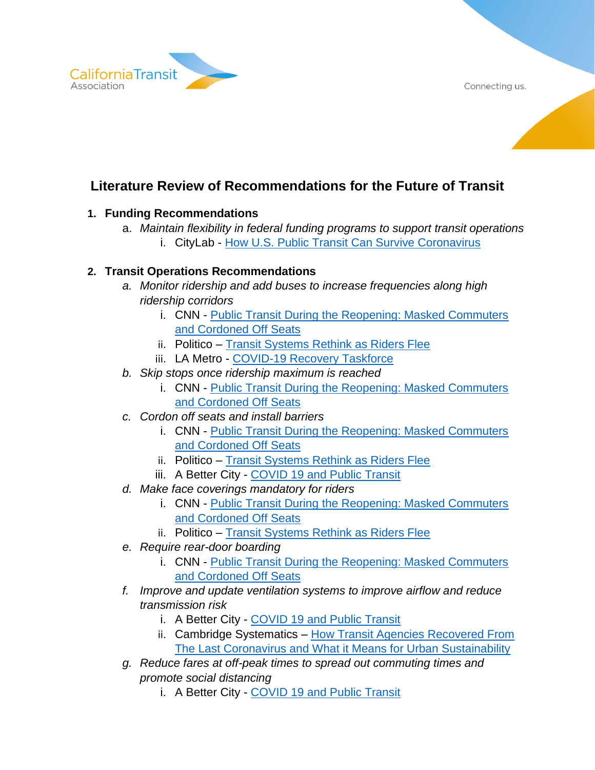California Transit Association

Connecting us.

# Literature Review of Recommendations for the Future of Transit

1. **Funding Recommendations**
   a. *Maintain flexibility in federal funding programs to support transit operations*
      i. CityLab - How U.S. Public Transit Can Survive Coronavirus

2. **Transit Operations Recommendations**
   a. *Monitor ridership and add buses to increase frequencies along high ridership corridors*
      i. CNN - Public Transit During the Reopening: Masked Commuters and Cordoned Off Seats
      ii. Politico – Transit Systems Rethink as Riders Flee
      iii. LA Metro - COVID-19 Recovery Taskforce
   b. *Skip stops once ridership maximum is reached*
      i. CNN - Public Transit During the Reopening: Masked Commuters and Cordoned Off Seats
   c. *Cordon off seats and install barriers*
      i. CNN - Public Transit During the Reopening: Masked Commuters and Cordoned Off Seats
      ii. Politico – Transit Systems Rethink as Riders Flee
      iii. A Better City - COVID 19 and Public Transit
   d. *Make face coverings mandatory for riders*
      i. CNN - Public Transit During the Reopening: Masked Commuters and Cordoned Off Seats
      ii. Politico – Transit Systems Rethink as Riders Flee
   e. *Require rear-door boarding*
      i. CNN - Public Transit During the Reopening: Masked Commuters and Cordoned Off Seats
   f. *Improve and update ventilation systems to improve airflow and reduce transmission risk*
      i. A Better City - COVID 19 and Public Transit
      ii. Cambridge Systematics – How Transit Agencies Recovered From The Last Coronavirus and What it Means for Urban Sustainability
   g. *Reduce fares at off-peak times to spread out commuting times and promote social distancing*
      i. A Better City - COVID 19 and Public Transit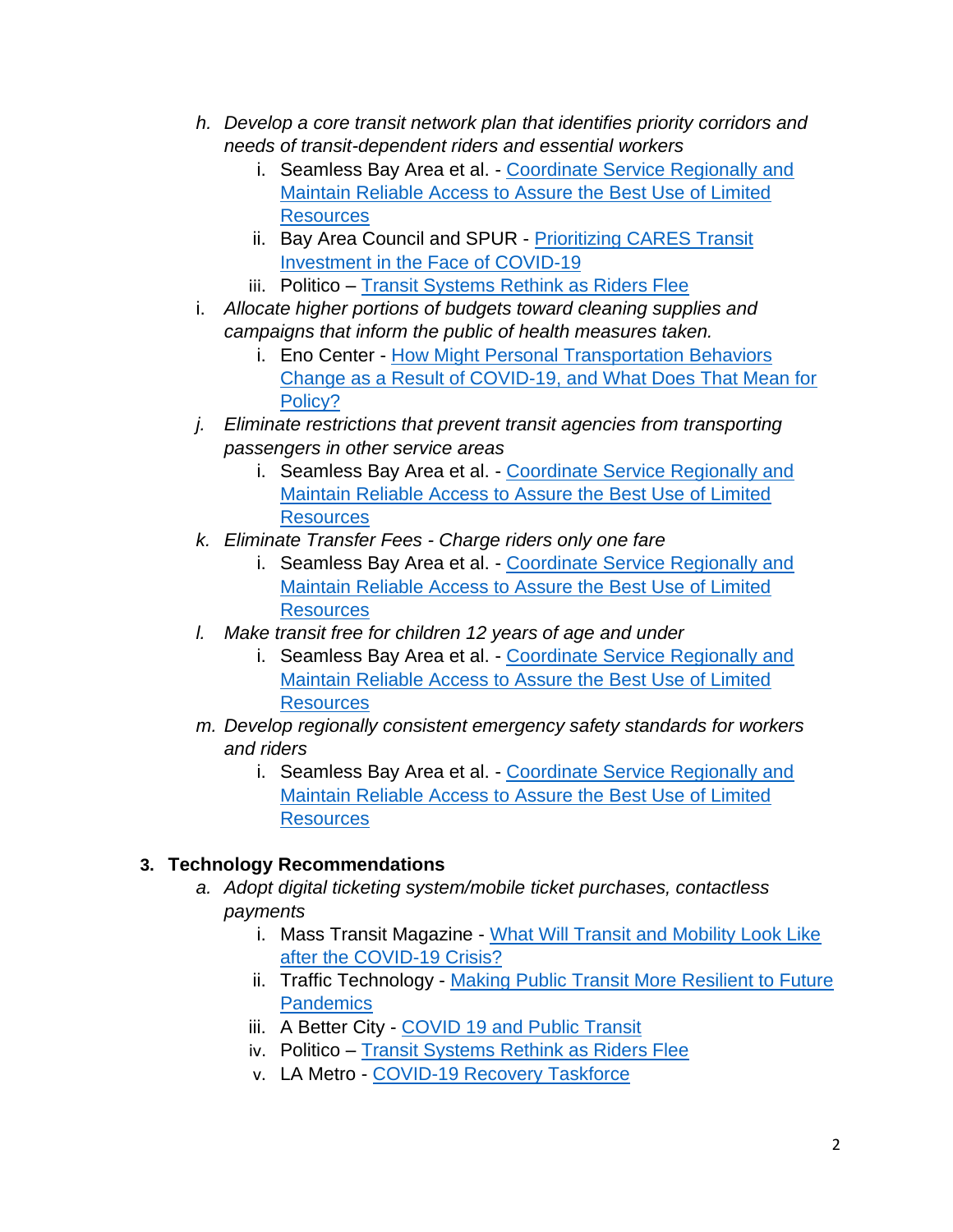h. *Develop a core transit network plan that identifies priority corridors and needs of transit-dependent riders and essential workers*
    i. Seamless Bay Area et al. - Coordinate Service Regionally and Maintain Reliable Access to Assure the Best Use of Limited Resources
    ii. Bay Area Council and SPUR - Prioritizing CARES Transit Investment in the Face of COVID-19
    iii. Politico – Transit Systems Rethink as Riders Flee

i. *Allocate higher portions of budgets toward cleaning supplies and campaigns that inform the public of health measures taken.*
    i. Eno Center - How Might Personal Transportation Behaviors Change as a Result of COVID-19, and What Does That Mean for Policy?

j. *Eliminate restrictions that prevent transit agencies from transporting passengers in other service areas*
    i. Seamless Bay Area et al. - Coordinate Service Regionally and Maintain Reliable Access to Assure the Best Use of Limited Resources

k. *Eliminate Transfer Fees - Charge riders only one fare*
    i. Seamless Bay Area et al. - Coordinate Service Regionally and Maintain Reliable Access to Assure the Best Use of Limited Resources

l. *Make transit free for children 12 years of age and under*
    i. Seamless Bay Area et al. - Coordinate Service Regionally and Maintain Reliable Access to Assure the Best Use of Limited Resources

m. *Develop regionally consistent emergency safety standards for workers and riders*
    i. Seamless Bay Area et al. - Coordinate Service Regionally and Maintain Reliable Access to Assure the Best Use of Limited Resources

## 3. Technology Recommendations

a. *Adopt digital ticketing system/mobile ticket purchases, contactless payments*
    i. Mass Transit Magazine - What Will Transit and Mobility Look Like after the COVID-19 Crisis?
    ii. Traffic Technology - Making Public Transit More Resilient to Future Pandemics
    iii. A Better City - COVID 19 and Public Transit
    iv. Politico – Transit Systems Rethink as Riders Flee
    v. LA Metro - COVID-19 Recovery Taskforce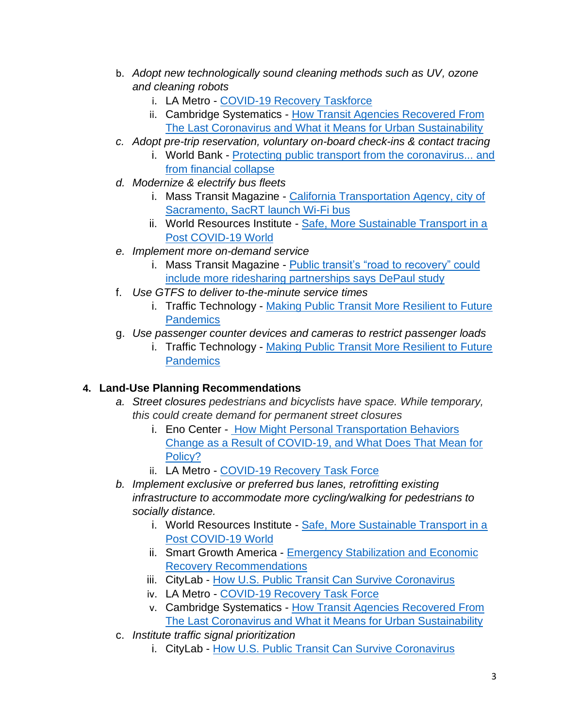b. *Adopt new technologically sound cleaning methods such as UV, ozone and cleaning robots*
    i. LA Metro - [COVID-19 Recovery Taskforce]()
    ii. Cambridge Systematics - [How Transit Agencies Recovered From The Last Coronavirus and What it Means for Urban Sustainability]()

c. *Adopt pre-trip reservation, voluntary on-board check-ins & contact tracing*
    i. World Bank - [Protecting public transport from the coronavirus... and from financial collapse]()

d. *Modernize & electrify bus fleets*
    i. Mass Transit Magazine - [California Transportation Agency, city of Sacramento, SacRT launch Wi-Fi bus]()
    ii. World Resources Institute - [Safe, More Sustainable Transport in a Post COVID-19 World]()

e. *Implement more on-demand service*
    i. Mass Transit Magazine - [Public transit's "road to recovery" could include more ridesharing partnerships says DePaul study]()

f. *Use GTFS to deliver to-the-minute service times*
    i. Traffic Technology - [Making Public Transit More Resilient to Future Pandemics]()

g. *Use passenger counter devices and cameras to restrict passenger loads*
    i. Traffic Technology - [Making Public Transit More Resilient to Future Pandemics]()

**4. Land-Use Planning Recommendations**

a. *Street closures pedestrians and bicyclists have space. While temporary, this could create demand for permanent street closures*
    i. Eno Center - [How Might Personal Transportation Behaviors Change as a Result of COVID-19, and What Does That Mean for Policy?]()
    ii. LA Metro - [COVID-19 Recovery Task Force]()

b. *Implement exclusive or preferred bus lanes, retrofitting existing infrastructure to accommodate more cycling/walking for pedestrians to socially distance.*
    i. World Resources Institute - [Safe, More Sustainable Transport in a Post COVID-19 World]()
    ii. Smart Growth America - [Emergency Stabilization and Economic Recovery Recommendations]()
    iii. CityLab - [How U.S. Public Transit Can Survive Coronavirus]()
    iv. LA Metro - [COVID-19 Recovery Task Force]()
    v. Cambridge Systematics - [How Transit Agencies Recovered From The Last Coronavirus and What it Means for Urban Sustainability]()

c. *Institute traffic signal prioritization*
    i. CityLab - [How U.S. Public Transit Can Survive Coronavirus]()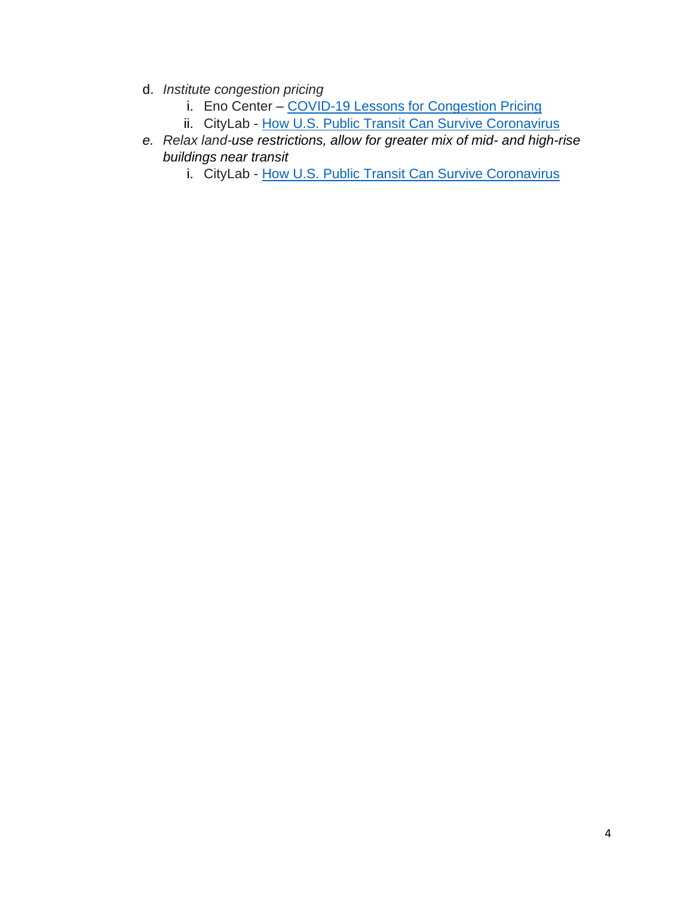d. *Institute congestion pricing*
    i. Eno Center – COVID-19 Lessons for Congestion Pricing
    ii. CityLab - How U.S. Public Transit Can Survive Coronavirus

e. *Relax land-use restrictions, allow for greater mix of mid- and high-rise buildings near transit*
    i. CityLab - How U.S. Public Transit Can Survive Coronavirus